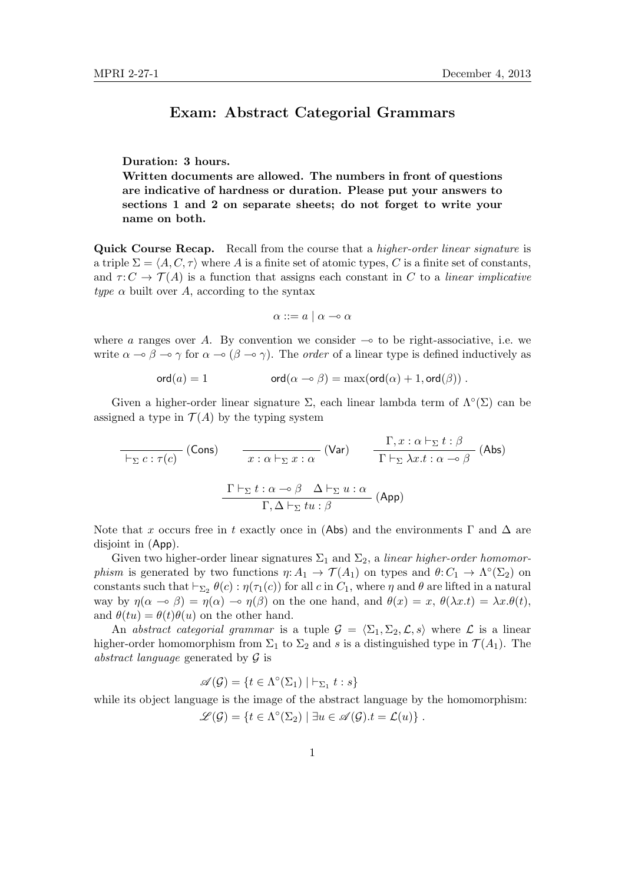# Exam: Abstract Categorial Grammars

**Duration: 3 hours.**
**Written documents are allowed. The numbers in front of questions are indicative of hardness or duration. Please put your answers to sections 1 and 2 on separate sheets; do not forget to write your name on both.**

**Quick Course Recap.** Recall from the course that a *higher-order linear signature* is a triple $\Sigma = \langle A, C, \tau \rangle$ where $A$ is a finite set of atomic types, $C$ is a finite set of constants, and $\tau : C \to \mathcal{T}(A)$ is a function that assigns each constant in $C$ to a *linear implicative type* $\alpha$ built over $A$, according to the syntax

$$\alpha ::= a \mid \alpha \multimap \alpha$$

where $a$ ranges over $A$. By convention we consider $\multimap$ to be right-associative, i.e. we write $\alpha \multimap \beta \multimap \gamma$ for $\alpha \multimap (\beta \multimap \gamma)$. The *order* of a linear type is defined inductively as

$$\mathsf{ord}(a) = 1 \qquad\qquad \mathsf{ord}(\alpha \multimap \beta) = \max(\mathsf{ord}(\alpha) + 1, \mathsf{ord}(\beta)) \ .$$

Given a higher-order linear signature $\Sigma$, each linear lambda term of $\Lambda^\circ(\Sigma)$ can be assigned a type in $\mathcal{T}(A)$ by the typing system

$$\frac{}{\vdash_\Sigma c : \tau(c)}\ (\mathsf{Cons}) \qquad \frac{}{x : \alpha \vdash_\Sigma x : \alpha}\ (\mathsf{Var}) \qquad \frac{\Gamma, x : \alpha \vdash_\Sigma t : \beta}{\Gamma \vdash_\Sigma \lambda x.t : \alpha \multimap \beta}\ (\mathsf{Abs})$$

$$\frac{\Gamma \vdash_\Sigma t : \alpha \multimap \beta \quad \Delta \vdash_\Sigma u : \alpha}{\Gamma, \Delta \vdash_\Sigma tu : \beta}\ (\mathsf{App})$$

Note that $x$ occurs free in $t$ exactly once in $(\mathsf{Abs})$ and the environments $\Gamma$ and $\Delta$ are disjoint in $(\mathsf{App})$.

Given two higher-order linear signatures $\Sigma_1$ and $\Sigma_2$, a *linear higher-order homomorphism* is generated by two functions $\eta : A_1 \to \mathcal{T}(A_1)$ on types and $\theta : C_1 \to \Lambda^\circ(\Sigma_2)$ on constants such that $\vdash_{\Sigma_2} \theta(c) : \eta(\tau_1(c))$ for all $c$ in $C_1$, where $\eta$ and $\theta$ are lifted in a natural way by $\eta(\alpha \multimap \beta) = \eta(\alpha) \multimap \eta(\beta)$ on the one hand, and $\theta(x) = x$, $\theta(\lambda x.t) = \lambda x.\theta(t)$, and $\theta(tu) = \theta(t)\theta(u)$ on the other hand.

An *abstract categorial grammar* is a tuple $\mathcal{G} = \langle \Sigma_1, \Sigma_2, \mathcal{L}, s \rangle$ where $\mathcal{L}$ is a linear higher-order homomorphism from $\Sigma_1$ to $\Sigma_2$ and $s$ is a distinguished type in $\mathcal{T}(A_1)$. The *abstract language* generated by $\mathcal{G}$ is

$$\mathscr{A}(\mathcal{G}) = \{ t \in \Lambda^\circ(\Sigma_1) \mid \vdash_{\Sigma_1} t : s \}$$

while its object language is the image of the abstract language by the homomorphism:

$$\mathscr{L}(\mathcal{G}) = \{ t \in \Lambda^\circ(\Sigma_2) \mid \exists u \in \mathscr{A}(\mathcal{G}) . t = \mathcal{L}(u) \} \ .$$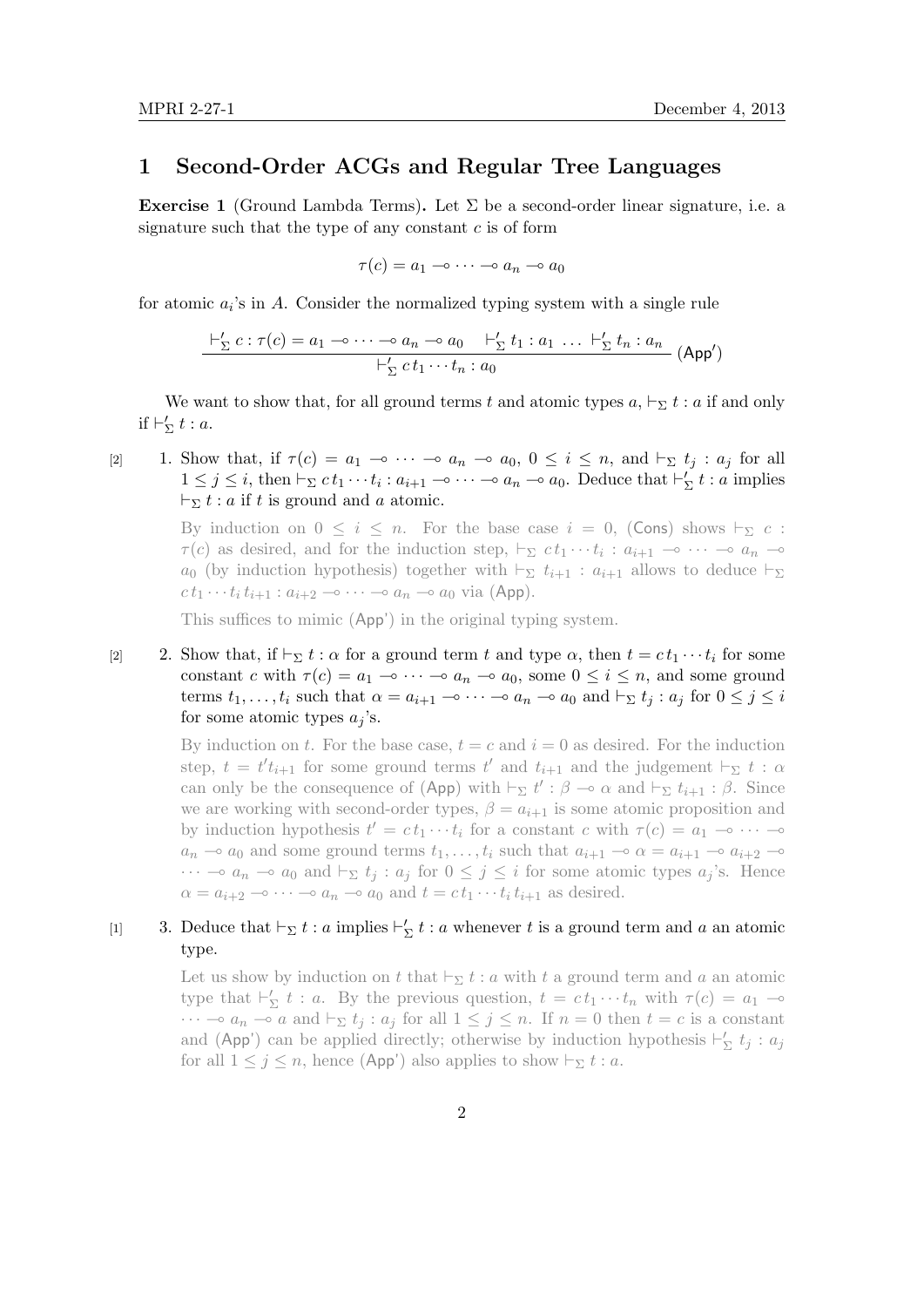# 1 Second-Order ACGs and Regular Tree Languages

**Exercise 1** (Ground Lambda Terms)**.** Let $\Sigma$ be a second-order linear signature, i.e. a signature such that the type of any constant $c$ is of form

$$\tau(c) = a_1 \multimap \cdots \multimap a_n \multimap a_0$$

for atomic $a_i$'s in $A$. Consider the normalized typing system with a single rule

$$\frac{\vdash'_\Sigma c : \tau(c) = a_1 \multimap \cdots \multimap a_n \multimap a_0 \quad \vdash'_\Sigma t_1 : a_1 \ \ldots \ \vdash'_\Sigma t_n : a_n}{\vdash'_\Sigma c\, t_1 \cdots t_n : a_0} \ (\mathsf{App}')$$

We want to show that, for all ground terms $t$ and atomic types $a$, $\vdash_\Sigma t : a$ if and only if $\vdash'_\Sigma t : a$.

[2] 1. Show that, if $\tau(c) = a_1 \multimap \cdots \multimap a_n \multimap a_0$, $0 \leq i \leq n$, and $\vdash_\Sigma t_j : a_j$ for all $1 \leq j \leq i$, then $\vdash_\Sigma c\, t_1 \cdots t_i : a_{i+1} \multimap \cdots \multimap a_n \multimap a_0$. Deduce that $\vdash'_\Sigma t : a$ implies $\vdash_\Sigma t : a$ if $t$ is ground and $a$ atomic.

   By induction on $0 \leq i \leq n$. For the base case $i = 0$, ($\mathsf{Cons}$) shows $\vdash_\Sigma c : \tau(c)$ as desired, and for the induction step, $\vdash_\Sigma c\, t_1 \cdots t_i : a_{i+1} \multimap \cdots \multimap a_n \multimap a_0$ (by induction hypothesis) together with $\vdash_\Sigma t_{i+1} : a_{i+1}$ allows to deduce $\vdash_\Sigma c\, t_1 \cdots t_i\, t_{i+1} : a_{i+2} \multimap \cdots \multimap a_n \multimap a_0$ via ($\mathsf{App}$).

   This suffices to mimic ($\mathsf{App}'$) in the original typing system.

[2] 2. Show that, if $\vdash_\Sigma t : \alpha$ for a ground term $t$ and type $\alpha$, then $t = c\, t_1 \cdots t_i$ for some constant $c$ with $\tau(c) = a_1 \multimap \cdots \multimap a_n \multimap a_0$, some $0 \leq i \leq n$, and some ground terms $t_1, \ldots, t_i$ such that $\alpha = a_{i+1} \multimap \cdots \multimap a_n \multimap a_0$ and $\vdash_\Sigma t_j : a_j$ for $0 \leq j \leq i$ for some atomic types $a_j$'s.

   By induction on $t$. For the base case, $t = c$ and $i = 0$ as desired. For the induction step, $t = t' t_{i+1}$ for some ground terms $t'$ and $t_{i+1}$ and the judgement $\vdash_\Sigma t : \alpha$ can only be the consequence of ($\mathsf{App}$) with $\vdash_\Sigma t' : \beta \multimap \alpha$ and $\vdash_\Sigma t_{i+1} : \beta$. Since we are working with second-order types, $\beta = a_{i+1}$ is some atomic proposition and by induction hypothesis $t' = c\, t_1 \cdots t_i$ for a constant $c$ with $\tau(c) = a_1 \multimap \cdots \multimap a_n \multimap a_0$ and some ground terms $t_1, \ldots, t_i$ such that $a_{i+1} \multimap \alpha = a_{i+1} \multimap a_{i+2} \multimap \cdots \multimap a_n \multimap a_0$ and $\vdash_\Sigma t_j : a_j$ for $0 \leq j \leq i$ for some atomic types $a_j$'s. Hence $\alpha = a_{i+2} \multimap \cdots \multimap a_n \multimap a_0$ and $t = c\, t_1 \cdots t_i\, t_{i+1}$ as desired.

[1] 3. Deduce that $\vdash_\Sigma t : a$ implies $\vdash'_\Sigma t : a$ whenever $t$ is a ground term and $a$ an atomic type.

   Let us show by induction on $t$ that $\vdash_\Sigma t : a$ with $t$ a ground term and $a$ an atomic type that $\vdash'_\Sigma t : a$. By the previous question, $t = c\, t_1 \cdots t_n$ with $\tau(c) = a_1 \multimap \cdots \multimap a_n \multimap a$ and $\vdash_\Sigma t_j : a_j$ for all $1 \leq j \leq n$. If $n = 0$ then $t = c$ is a constant and ($\mathsf{App}'$) can be applied directly; otherwise by induction hypothesis $\vdash'_\Sigma t_j : a_j$ for all $1 \leq j \leq n$, hence ($\mathsf{App}'$) also applies to show $\vdash_\Sigma t : a$.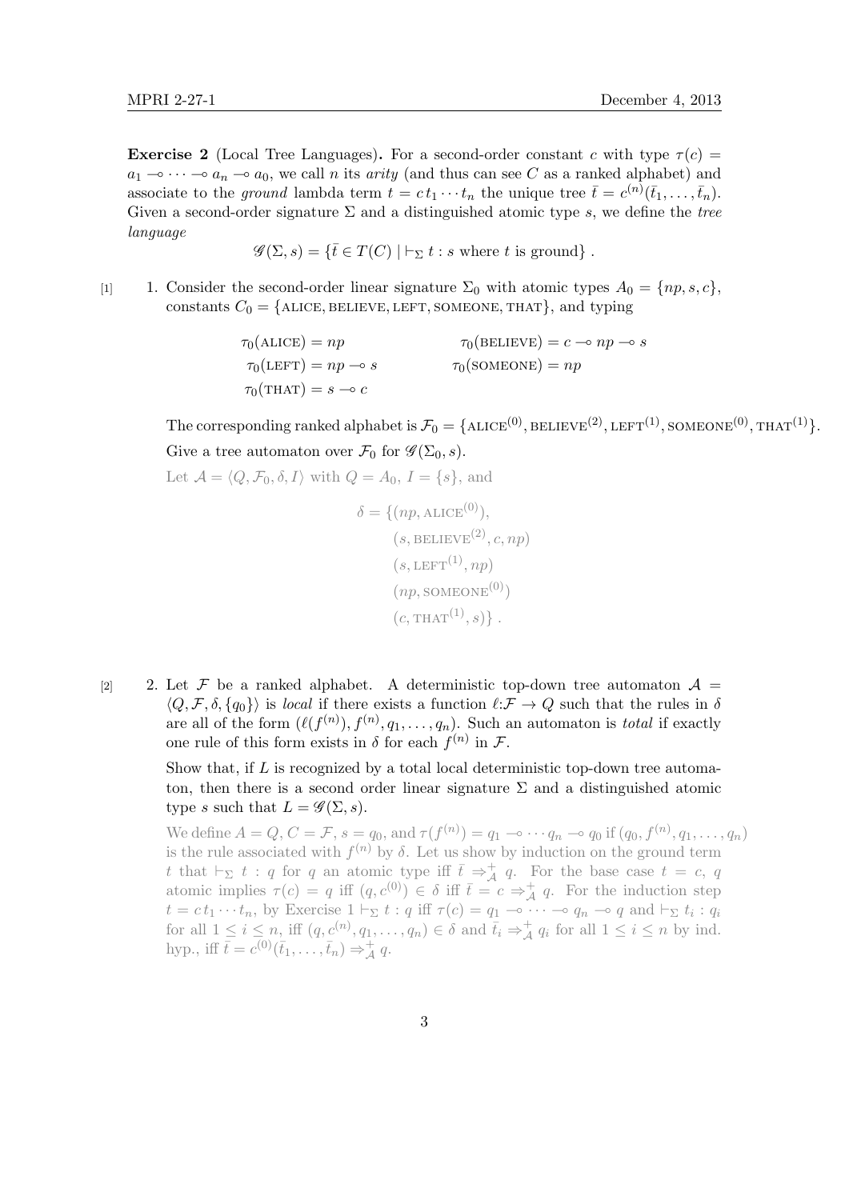**Exercise 2** (Local Tree Languages)**.** For a second-order constant $c$ with type $\tau(c) = a_1 \multimap \cdots \multimap a_n \multimap a_0$, we call $n$ its *arity* (and thus can see $C$ as a ranked alphabet) and associate to the *ground* lambda term $t = c\,t_1 \cdots t_n$ the unique tree $\bar{t} = c^{(n)}(\bar{t}_1, \ldots, \bar{t}_n)$. Given a second-order signature $\Sigma$ and a distinguished atomic type $s$, we define the *tree language*

$$\mathscr{G}(\Sigma, s) = \{\bar{t} \in T(C) \mid \vdash_\Sigma t : s \text{ where } t \text{ is ground}\} .$$

[1] 1. Consider the second-order linear signature $\Sigma_0$ with atomic types $A_0 = \{np, s, c\}$, constants $C_0 = \{\textsc{alice}, \textsc{believe}, \textsc{left}, \textsc{someone}, \textsc{that}\}$, and typing

$$\tau_0(\textsc{alice}) = np \qquad \tau_0(\textsc{believe}) = c \multimap np \multimap s$$
$$\tau_0(\textsc{left}) = np \multimap s \qquad \tau_0(\textsc{someone}) = np$$
$$\tau_0(\textsc{that}) = s \multimap c$$

The corresponding ranked alphabet is $\mathcal{F}_0 = \{\textsc{alice}^{(0)}, \textsc{believe}^{(2)}, \textsc{left}^{(1)}, \textsc{someone}^{(0)}, \textsc{that}^{(1)}\}$.

Give a tree automaton over $\mathcal{F}_0$ for $\mathscr{G}(\Sigma_0, s)$.

Let $\mathcal{A} = \langle Q, \mathcal{F}_0, \delta, I\rangle$ with $Q = A_0$, $I = \{s\}$, and

$$\begin{aligned}
\delta = \{&(np, \textsc{alice}^{(0)}),\\
&(s, \textsc{believe}^{(2)}, c, np)\\
&(s, \textsc{left}^{(1)}, np)\\
&(np, \textsc{someone}^{(0)})\\
&(c, \textsc{that}^{(1)}, s)\} .
\end{aligned}$$

[2] 2. Let $\mathcal{F}$ be a ranked alphabet. A deterministic top-down tree automaton $\mathcal{A} = \langle Q, \mathcal{F}, \delta, \{q_0\}\rangle$ is *local* if there exists a function $\ell{:}\mathcal{F} \to Q$ such that the rules in $\delta$ are all of the form $(\ell(f^{(n)}), f^{(n)}, q_1, \ldots, q_n)$. Such an automaton is *total* if exactly one rule of this form exists in $\delta$ for each $f^{(n)}$ in $\mathcal{F}$.

Show that, if $L$ is recognized by a total local deterministic top-down tree automaton, then there is a second order linear signature $\Sigma$ and a distinguished atomic type $s$ such that $L = \mathscr{G}(\Sigma, s)$.

We define $A = Q$, $C = \mathcal{F}$, $s = q_0$, and $\tau(f^{(n)}) = q_1 \multimap \cdots q_n \multimap q_0$ if $(q_0, f^{(n)}, q_1, \ldots, q_n)$ is the rule associated with $f^{(n)}$ by $\delta$. Let us show by induction on the ground term $t$ that $\vdash_\Sigma t : q$ for $q$ an atomic type iff $\bar{t} \Rightarrow^+_\mathcal{A} q$. For the base case $t = c$, $q$ atomic implies $\tau(c) = q$ iff $(q, c^{(0)}) \in \delta$ iff $\bar{t} = c \Rightarrow^+_\mathcal{A} q$. For the induction step $t = c\,t_1 \cdots t_n$, by Exercise 1 $\vdash_\Sigma t : q$ iff $\tau(c) = q_1 \multimap \cdots \multimap q_n \multimap q$ and $\vdash_\Sigma t_i : q_i$ for all $1 \leq i \leq n$, iff $(q, c^{(n)}, q_1, \ldots, q_n) \in \delta$ and $\bar{t}_i \Rightarrow^+_\mathcal{A} q_i$ for all $1 \leq i \leq n$ by ind. hyp., iff $\bar{t} = c^{(0)}(\bar{t}_1, \ldots, \bar{t}_n) \Rightarrow^+_\mathcal{A} q$.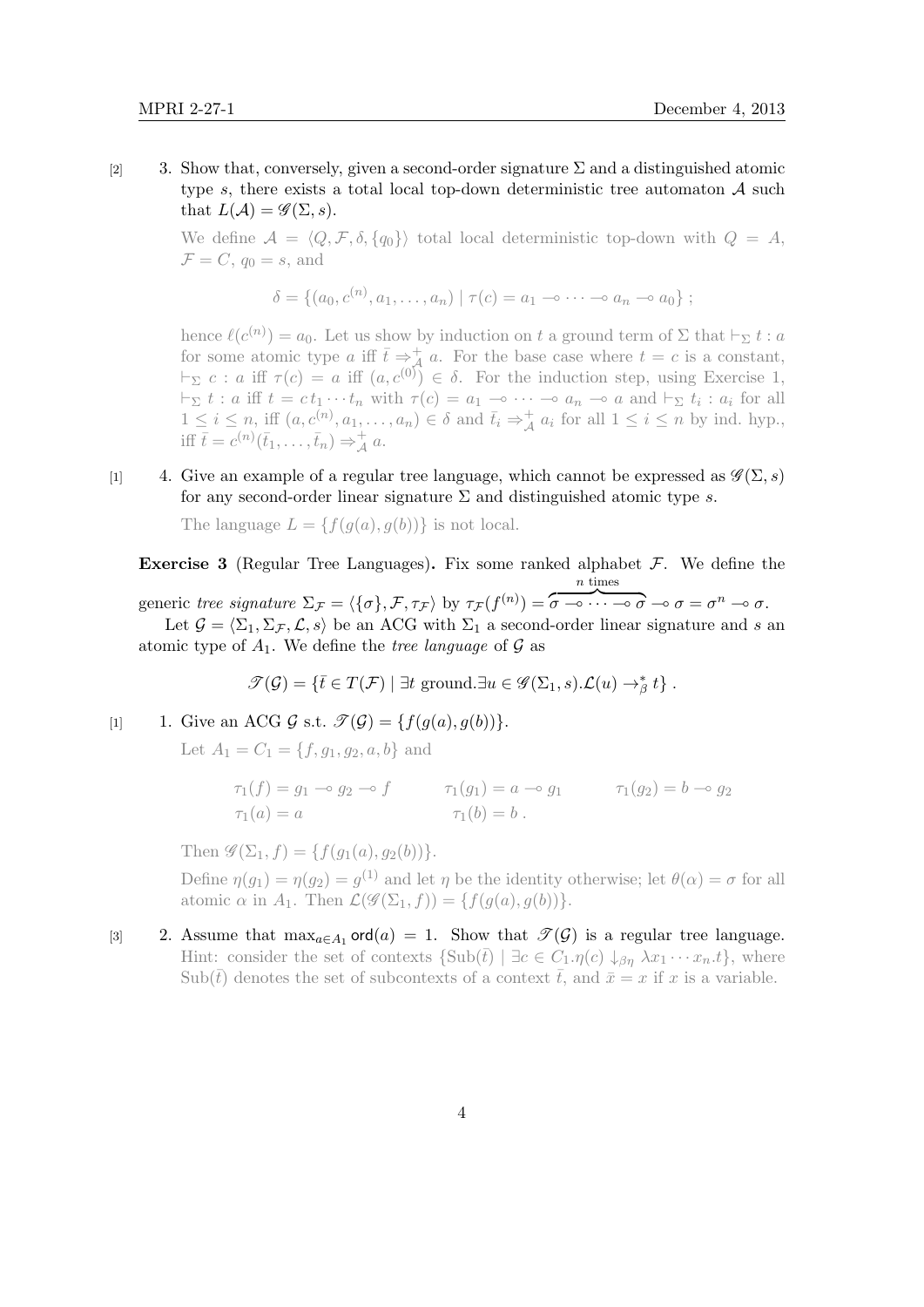[2] 3. Show that, conversely, given a second-order signature $\Sigma$ and a distinguished atomic type $s$, there exists a total local top-down deterministic tree automaton $\mathcal{A}$ such that $L(\mathcal{A}) = \mathscr{G}(\Sigma, s)$.

We define $\mathcal{A} = \langle Q, \mathcal{F}, \delta, \{q_0\}\rangle$ total local deterministic top-down with $Q = A$, $\mathcal{F} = C$, $q_0 = s$, and

$$\delta = \{(a_0, c^{(n)}, a_1, \ldots, a_n) \mid \tau(c) = a_1 \multimap \cdots \multimap a_n \multimap a_0\} ;$$

hence $\ell(c^{(n)}) = a_0$. Let us show by induction on $t$ a ground term of $\Sigma$ that $\vdash_\Sigma t : a$ for some atomic type $a$ iff $\bar{t} \Rightarrow^+_{\mathcal{A}} a$. For the base case where $t = c$ is a constant, $\vdash_\Sigma c : a$ iff $\tau(c) = a$ iff $(a, c^{(0)}) \in \delta$. For the induction step, using Exercise 1, $\vdash_\Sigma t : a$ iff $t = c\, t_1 \cdots t_n$ with $\tau(c) = a_1 \multimap \cdots \multimap a_n \multimap a$ and $\vdash_\Sigma t_i : a_i$ for all $1 \leq i \leq n$, iff $(a, c^{(n)}, a_1, \ldots, a_n) \in \delta$ and $\bar{t}_i \Rightarrow^+_{\mathcal{A}} a_i$ for all $1 \leq i \leq n$ by ind. hyp., iff $\bar{t} = c^{(n)}(\bar{t}_1, \ldots, \bar{t}_n) \Rightarrow^+_{\mathcal{A}} a$.

[1] 4. Give an example of a regular tree language, which cannot be expressed as $\mathscr{G}(\Sigma, s)$ for any second-order linear signature $\Sigma$ and distinguished atomic type $s$.

The language $L = \{f(g(a), g(b))\}$ is not local.

**Exercise 3** (Regular Tree Languages)**.** Fix some ranked alphabet $\mathcal{F}$. We define the generic *tree signature* $\Sigma_\mathcal{F} = \langle \{\sigma\}, \mathcal{F}, \tau_\mathcal{F}\rangle$ by $\tau_\mathcal{F}(f^{(n)}) = \overbrace{\sigma \multimap \cdots \multimap \sigma}^{n \text{ times}} \multimap \sigma = \sigma^n \multimap \sigma$.

Let $\mathcal{G} = \langle \Sigma_1, \Sigma_\mathcal{F}, \mathcal{L}, s\rangle$ be an ACG with $\Sigma_1$ a second-order linear signature and $s$ an atomic type of $A_1$. We define the *tree language* of $\mathcal{G}$ as

$$\mathscr{T}(\mathcal{G}) = \{\bar{t} \in T(\mathcal{F}) \mid \exists t \text{ ground}.\exists u \in \mathscr{G}(\Sigma_1, s).\mathcal{L}(u) \to^*_\beta t\} .$$

[1] 1. Give an ACG $\mathcal{G}$ s.t. $\mathscr{T}(\mathcal{G}) = \{f(g(a), g(b))\}$.

Let $A_1 = C_1 = \{f, g_1, g_2, a, b\}$ and

$$\tau_1(f) = g_1 \multimap g_2 \multimap f \qquad \tau_1(g_1) = a \multimap g_1 \qquad \tau_1(g_2) = b \multimap g_2$$
$$\tau_1(a) = a \qquad \tau_1(b) = b .$$

Then $\mathscr{G}(\Sigma_1, f) = \{f(g_1(a), g_2(b))\}$.

Define $\eta(g_1) = \eta(g_2) = g^{(1)}$ and let $\eta$ be the identity otherwise; let $\theta(\alpha) = \sigma$ for all atomic $\alpha$ in $A_1$. Then $\mathcal{L}(\mathscr{G}(\Sigma_1, f)) = \{f(g(a), g(b))\}$.

[3] 2. Assume that $\max_{a \in A_1} \mathsf{ord}(a) = 1$. Show that $\mathscr{T}(\mathcal{G})$ is a regular tree language. Hint: consider the set of contexts $\{\mathrm{Sub}(\bar{t}) \mid \exists c \in C_1.\eta(c) \downarrow_{\beta\eta} \lambda x_1 \cdots x_n.t\}$, where $\mathrm{Sub}(\bar{t})$ denotes the set of subcontexts of a context $\bar{t}$, and $\bar{x} = x$ if $x$ is a variable.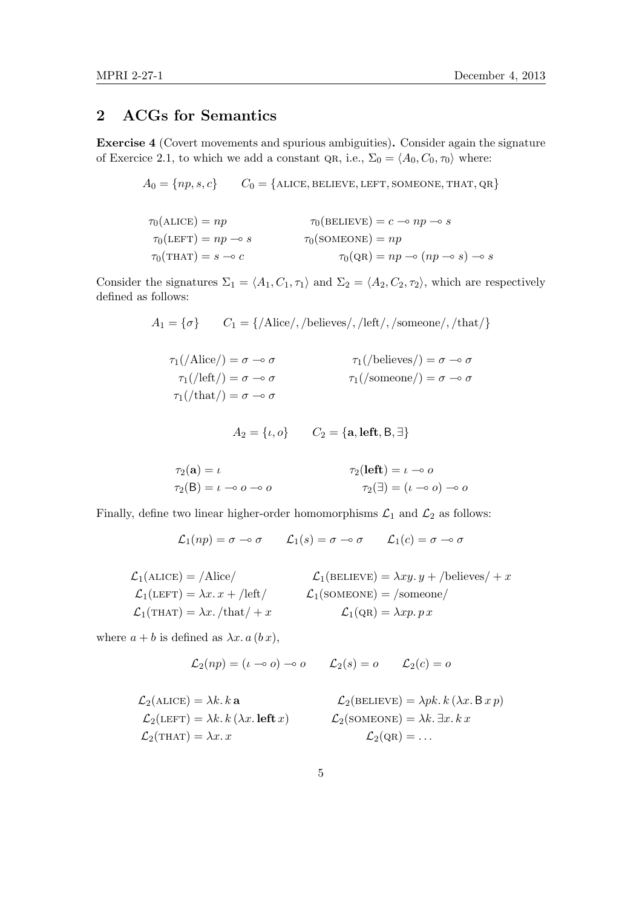## 2 ACGs for Semantics

**Exercise 4** (Covert movements and spurious ambiguities)**.** Consider again the signature of Exercice 2.1, to which we add a constant QR, i.e., $\Sigma_0 = \langle A_0, C_0, \tau_0 \rangle$ where:

$$A_0 = \{np, s, c\} \qquad C_0 = \{\text{ALICE}, \text{BELIEVE}, \text{LEFT}, \text{SOMEONE}, \text{THAT}, \text{QR}\}$$

$$\tau_0(\text{ALICE}) = np \qquad \tau_0(\text{BELIEVE}) = c \multimap np \multimap s$$
$$\tau_0(\text{LEFT}) = np \multimap s \qquad \tau_0(\text{SOMEONE}) = np$$
$$\tau_0(\text{THAT}) = s \multimap c \qquad \tau_0(\text{QR}) = np \multimap (np \multimap s) \multimap s$$

Consider the signatures $\Sigma_1 = \langle A_1, C_1, \tau_1 \rangle$ and $\Sigma_2 = \langle A_2, C_2, \tau_2 \rangle$, which are respectively defined as follows:

$$A_1 = \{\sigma\} \qquad C_1 = \{/\text{Alice}/, /\text{believes}/, /\text{left}/, /\text{someone}/, /\text{that}/\}$$

$$\tau_1(/\text{Alice}/) = \sigma \multimap \sigma \qquad \tau_1(/\text{believes}/) = \sigma \multimap \sigma$$
$$\tau_1(/\text{left}/) = \sigma \multimap \sigma \qquad \tau_1(/\text{someone}/) = \sigma \multimap \sigma$$
$$\tau_1(/\text{that}/) = \sigma \multimap \sigma$$

$$A_2 = \{\iota, o\} \qquad C_2 = \{\mathbf{a}, \mathbf{left}, \mathsf{B}, \exists\}$$

$$\tau_2(\mathbf{a}) = \iota \qquad \tau_2(\mathbf{left}) = \iota \multimap o$$
$$\tau_2(\mathsf{B}) = \iota \multimap o \multimap o \qquad \tau_2(\exists) = (\iota \multimap o) \multimap o$$

Finally, define two linear higher-order homomorphisms $\mathcal{L}_1$ and $\mathcal{L}_2$ as follows:

$$\mathcal{L}_1(np) = \sigma \multimap \sigma \qquad \mathcal{L}_1(s) = \sigma \multimap \sigma \qquad \mathcal{L}_1(c) = \sigma \multimap \sigma$$

$$\mathcal{L}_1(\text{ALICE}) = /\text{Alice}/ \qquad \mathcal{L}_1(\text{BELIEVE}) = \lambda xy.\, y + /\text{believes}/ + x$$
$$\mathcal{L}_1(\text{LEFT}) = \lambda x.\, x + /\text{left}/ \qquad \mathcal{L}_1(\text{SOMEONE}) = /\text{someone}/$$
$$\mathcal{L}_1(\text{THAT}) = \lambda x.\, /\text{that}/ + x \qquad \mathcal{L}_1(\text{QR}) = \lambda xp.\, p\, x$$

where $a + b$ is defined as $\lambda x.\, a\,(b\, x)$,

$$\mathcal{L}_2(np) = (\iota \multimap o) \multimap o \qquad \mathcal{L}_2(s) = o \qquad \mathcal{L}_2(c) = o$$

$$\mathcal{L}_2(\text{ALICE}) = \lambda k.\, k\, \mathbf{a} \qquad \mathcal{L}_2(\text{BELIEVE}) = \lambda pk.\, k\,(\lambda x.\, \mathsf{B}\, x\, p)$$
$$\mathcal{L}_2(\text{LEFT}) = \lambda k.\, k\,(\lambda x.\, \mathbf{left}\, x) \qquad \mathcal{L}_2(\text{SOMEONE}) = \lambda k.\, \exists x.\, k\, x$$
$$\mathcal{L}_2(\text{THAT}) = \lambda x.\, x \qquad \mathcal{L}_2(\text{QR}) = \ldots$$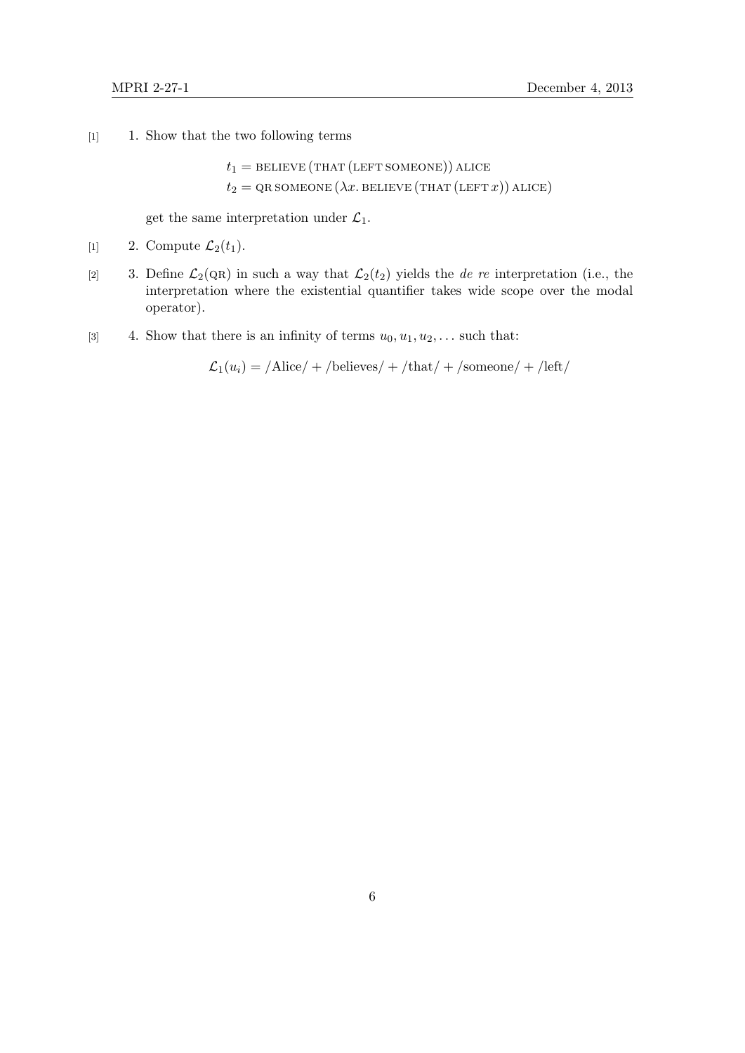[1] 1. Show that the two following terms

$$t_1 = \textsc{believe}\,(\textsc{that}\,(\textsc{left}\,\textsc{someone}))\,\textsc{alice}$$
$$t_2 = \textsc{qr}\,\textsc{someone}\,(\lambda x.\,\textsc{believe}\,(\textsc{that}\,(\textsc{left}\,x))\,\textsc{alice})$$

get the same interpretation under $\mathcal{L}_1$.

[1] 2. Compute $\mathcal{L}_2(t_1)$.

[2] 3. Define $\mathcal{L}_2(\textsc{qr})$ in such a way that $\mathcal{L}_2(t_2)$ yields the *de re* interpretation (i.e., the interpretation where the existential quantifier takes wide scope over the modal operator).

[3] 4. Show that there is an infinity of terms $u_0, u_1, u_2, \ldots$ such that:

$$\mathcal{L}_1(u_i) = /\text{Alice}/ + /\text{believes}/ + /\text{that}/ + /\text{someone}/ + /\text{left}/$$